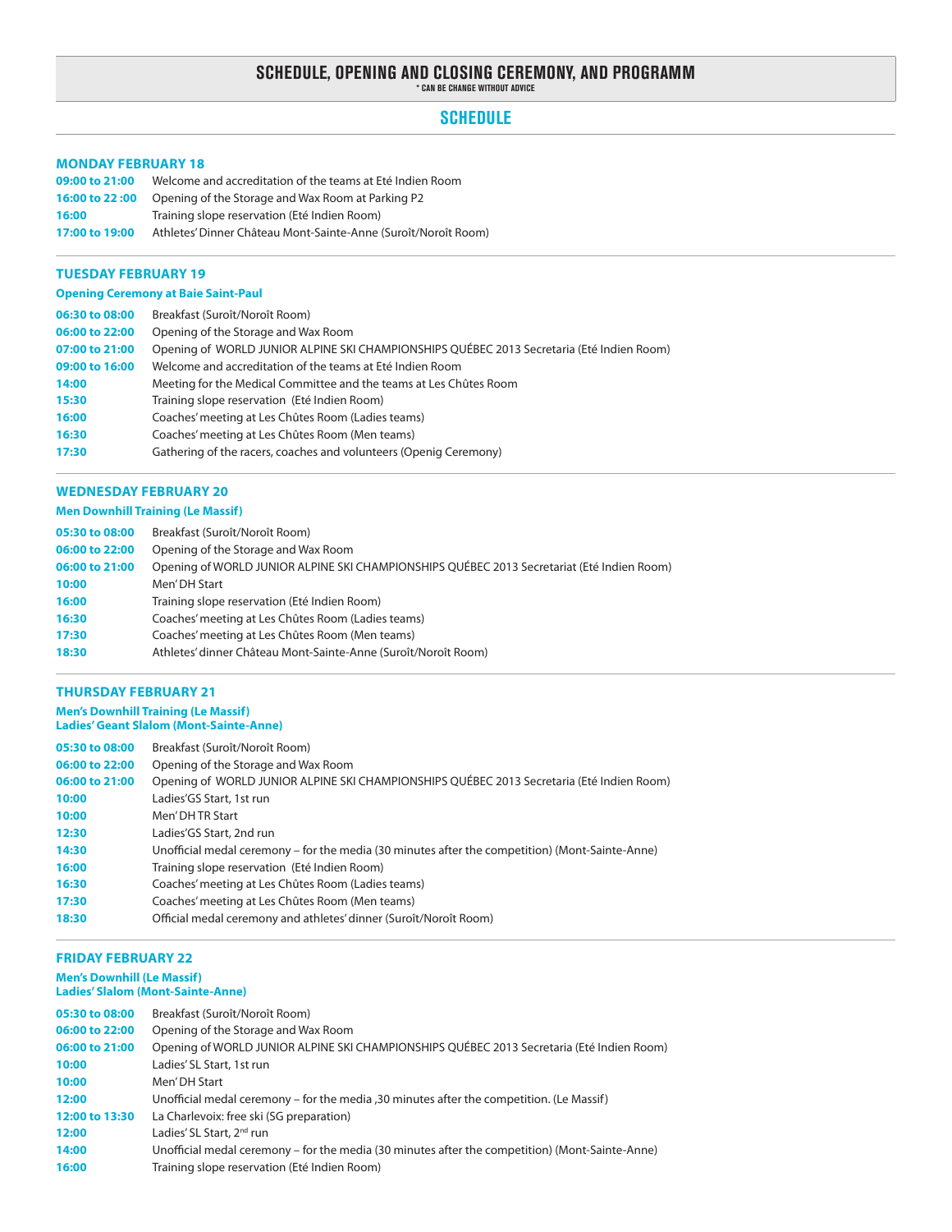# SCHEDULE, OPENING AND CLOSING CEREMONY, AND PROGRAMM

\* CAN BE CHANGE WITHOUT ADVICE

## SCHEDULE

### MONDAY FEBRUARY 18

| | |
|---|---|
| **09:00 to 21:00** | Welcome and accreditation of the teams at Eté Indien Room |
| **16:00 to 22 :00** | Opening of the Storage and Wax Room at Parking P2 |
| **16:00** | Training slope reservation (Eté Indien Room) |
| **17:00 to 19:00** | Athletes' Dinner Château Mont-Sainte-Anne (Suroît/Noroît Room) |

### TUESDAY FEBRUARY 19

**Opening Ceremony at Baie Saint-Paul**

| | |
|---|---|
| **06:30 to 08:00** | Breakfast (Suroît/Noroît Room) |
| **06:00 to 22:00** | Opening of the Storage and Wax Room |
| **07:00 to 21:00** | Opening of WORLD JUNIOR ALPINE SKI CHAMPIONSHIPS QUÉBEC 2013 Secretaria (Eté Indien Room) |
| **09:00 to 16:00** | Welcome and accreditation of the teams at Eté Indien Room |
| **14:00** | Meeting for the Medical Committee and the teams at Les Chûtes Room |
| **15:30** | Training slope reservation (Eté Indien Room) |
| **16:00** | Coaches' meeting at Les Chûtes Room (Ladies teams) |
| **16:30** | Coaches' meeting at Les Chûtes Room (Men teams) |
| **17:30** | Gathering of the racers, coaches and volunteers (Openig Ceremony) |

### WEDNESDAY FEBRUARY 20

**Men Downhill Training (Le Massif)**

| | |
|---|---|
| **05:30 to 08:00** | Breakfast (Suroît/Noroît Room) |
| **06:00 to 22:00** | Opening of the Storage and Wax Room |
| **06:00 to 21:00** | Opening of WORLD JUNIOR ALPINE SKI CHAMPIONSHIPS QUÉBEC 2013 Secretariat (Eté Indien Room) |
| **10:00** | Men' DH Start |
| **16:00** | Training slope reservation (Eté Indien Room) |
| **16:30** | Coaches' meeting at Les Chûtes Room (Ladies teams) |
| **17:30** | Coaches' meeting at Les Chûtes Room (Men teams) |
| **18:30** | Athletes' dinner Château Mont-Sainte-Anne (Suroît/Noroît Room) |

### THURSDAY FEBRUARY 21

**Men's Downhill Training (Le Massif)**
**Ladies' Geant Slalom (Mont-Sainte-Anne)**

| | |
|---|---|
| **05:30 to 08:00** | Breakfast (Suroît/Noroît Room) |
| **06:00 to 22:00** | Opening of the Storage and Wax Room |
| **06:00 to 21:00** | Opening of WORLD JUNIOR ALPINE SKI CHAMPIONSHIPS QUÉBEC 2013 Secretaria (Eté Indien Room) |
| **10:00** | Ladies'GS Start, 1st run |
| **10:00** | Men' DH TR Start |
| **12:30** | Ladies'GS Start, 2nd run |
| **14:30** | Unofficial medal ceremony – for the media (30 minutes after the competition) (Mont-Sainte-Anne) |
| **16:00** | Training slope reservation (Eté Indien Room) |
| **16:30** | Coaches' meeting at Les Chûtes Room (Ladies teams) |
| **17:30** | Coaches' meeting at Les Chûtes Room (Men teams) |
| **18:30** | Official medal ceremony and athletes' dinner (Suroît/Noroît Room) |

### FRIDAY FEBRUARY 22

**Men's Downhill (Le Massif)**
**Ladies' Slalom (Mont-Sainte-Anne)**

| | |
|---|---|
| **05:30 to 08:00** | Breakfast (Suroît/Noroît Room) |
| **06:00 to 22:00** | Opening of the Storage and Wax Room |
| **06:00 to 21:00** | Opening of WORLD JUNIOR ALPINE SKI CHAMPIONSHIPS QUÉBEC 2013 Secretaria (Eté Indien Room) |
| **10:00** | Ladies' SL Start, 1st run |
| **10:00** | Men' DH Start |
| **12:00** | Unofficial medal ceremony – for the media ,30 minutes after the competition. (Le Massif) |
| **12:00 to 13:30** | La Charlevoix: free ski (SG preparation) |
| **12:00** | Ladies' SL Start, 2nd run |
| **14:00** | Unofficial medal ceremony – for the media (30 minutes after the competition) (Mont-Sainte-Anne) |
| **16:00** | Training slope reservation (Eté Indien Room) |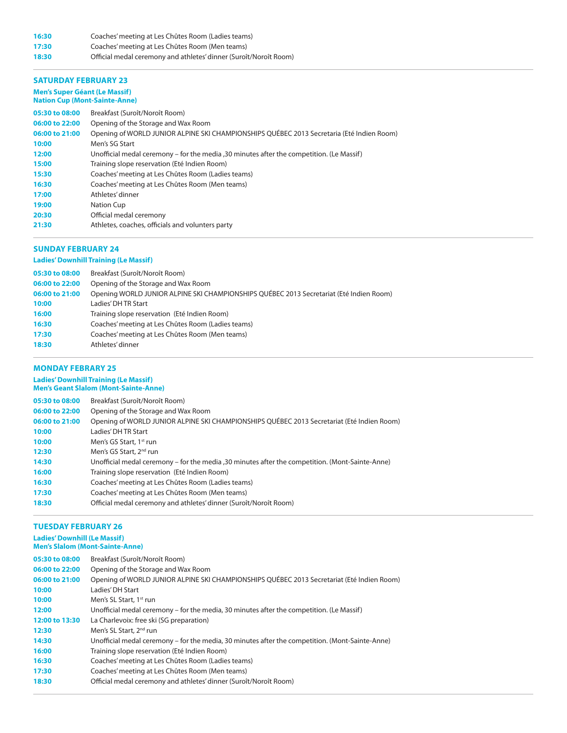| | |
|---|---|
| 16:30 | Coaches' meeting at Les Chûtes Room (Ladies teams) |
| 17:30 | Coaches' meeting at Les Chûtes Room (Men teams) |
| 18:30 | Official medal ceremony and athletes' dinner (Suroît/Noroît Room) |

## SATURDAY FEBRUARY 23

**Men's Super Géant (Le Massif)**
**Nation Cup (Mont-Sainte-Anne)**

| | |
|---|---|
| 05:30 to 08:00 | Breakfast (Suroît/Noroît Room) |
| 06:00 to 22:00 | Opening of the Storage and Wax Room |
| 06:00 to 21:00 | Opening of WORLD JUNIOR ALPINE SKI CHAMPIONSHIPS QUÉBEC 2013 Secretaria (Eté Indien Room) |
| 10:00 | Men's SG Start |
| 12:00 | Unofficial medal ceremony – for the media ,30 minutes after the competition. (Le Massif) |
| 15:00 | Training slope reservation (Eté Indien Room) |
| 15:30 | Coaches' meeting at Les Chûtes Room (Ladies teams) |
| 16:30 | Coaches' meeting at Les Chûtes Room (Men teams) |
| 17:00 | Athletes' dinner |
| 19:00 | Nation Cup |
| 20:30 | Official medal ceremony |
| 21:30 | Athletes, coaches, officials and volunters party |

## SUNDAY FEBRUARY 24

**Ladies' Downhill Training (Le Massif)**

| | |
|---|---|
| 05:30 to 08:00 | Breakfast (Suroît/Noroît Room) |
| 06:00 to 22:00 | Opening of the Storage and Wax Room |
| 06:00 to 21:00 | Opening WORLD JUNIOR ALPINE SKI CHAMPIONSHIPS QUÉBEC 2013 Secretariat (Eté Indien Room) |
| 10:00 | Ladies' DH TR Start |
| 16:00 | Training slope reservation (Eté Indien Room) |
| 16:30 | Coaches' meeting at Les Chûtes Room (Ladies teams) |
| 17:30 | Coaches' meeting at Les Chûtes Room (Men teams) |
| 18:30 | Athletes' dinner |

## MONDAY FEBRARY 25

**Ladies' Downhill Training (Le Massif)**
**Men's Geant Slalom (Mont-Sainte-Anne)**

| | |
|---|---|
| 05:30 to 08:00 | Breakfast (Suroît/Noroît Room) |
| 06:00 to 22:00 | Opening of the Storage and Wax Room |
| 06:00 to 21:00 | Opening of WORLD JUNIOR ALPINE SKI CHAMPIONSHIPS QUÉBEC 2013 Secretariat (Eté Indien Room) |
| 10:00 | Ladies' DH TR Start |
| 10:00 | Men's GS Start, 1st run |
| 12:30 | Men's GS Start, 2nd run |
| 14:30 | Unofficial medal ceremony – for the media ,30 minutes after the competition. (Mont-Sainte-Anne) |
| 16:00 | Training slope reservation (Eté Indien Room) |
| 16:30 | Coaches' meeting at Les Chûtes Room (Ladies teams) |
| 17:30 | Coaches' meeting at Les Chûtes Room (Men teams) |
| 18:30 | Official medal ceremony and athletes' dinner (Suroît/Noroît Room) |

## TUESDAY FEBRUARY 26

**Ladies' Downhill (Le Massif)**
**Men's Slalom (Mont-Sainte-Anne)**

| | |
|---|---|
| 05:30 to 08:00 | Breakfast (Suroît/Noroît Room) |
| 06:00 to 22:00 | Opening of the Storage and Wax Room |
| 06:00 to 21:00 | Opening of WORLD JUNIOR ALPINE SKI CHAMPIONSHIPS QUÉBEC 2013 Secretariat (Eté Indien Room) |
| 10:00 | Ladies' DH Start |
| 10:00 | Men's SL Start, 1st run |
| 12:00 | Unofficial medal ceremony – for the media, 30 minutes after the competition. (Le Massif) |
| 12:00 to 13:30 | La Charlevoix: free ski (SG preparation) |
| 12:30 | Men's SL Start, 2nd run |
| 14:30 | Unofficial medal ceremony – for the media, 30 minutes after the competition. (Mont-Sainte-Anne) |
| 16:00 | Training slope reservation (Eté Indien Room) |
| 16:30 | Coaches' meeting at Les Chûtes Room (Ladies teams) |
| 17:30 | Coaches' meeting at Les Chûtes Room (Men teams) |
| 18:30 | Official medal ceremony and athletes' dinner (Suroît/Noroît Room) |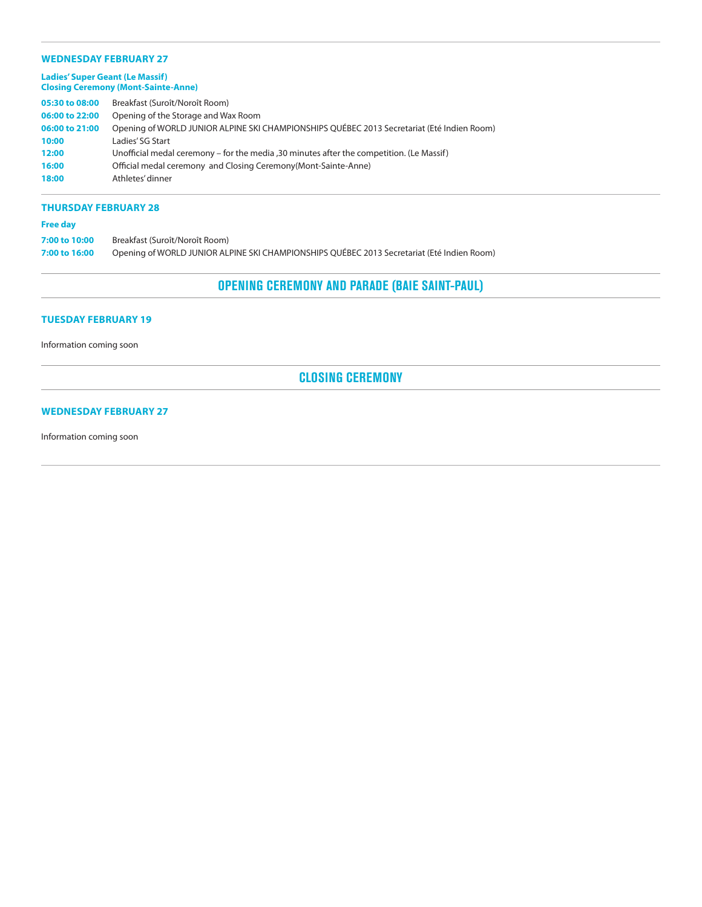### WEDNESDAY FEBRUARY 27

**Ladies' Super Geant (Le Massif)**
**Closing Ceremony (Mont-Sainte-Anne)**

| | |
|---|---|
| **05:30 to 08:00** | Breakfast (Suroît/Noroît Room) |
| **06:00 to 22:00** | Opening of the Storage and Wax Room |
| **06:00 to 21:00** | Opening of WORLD JUNIOR ALPINE SKI CHAMPIONSHIPS QUÉBEC 2013 Secretariat (Eté Indien Room) |
| **10:00** | Ladies' SG Start |
| **12:00** | Unofficial medal ceremony – for the media ,30 minutes after the competition. (Le Massif) |
| **16:00** | Official medal ceremony and Closing Ceremony(Mont-Sainte-Anne) |
| **18:00** | Athletes' dinner |

### THURSDAY FEBRUARY 28

**Free day**

| | |
|---|---|
| **7:00 to 10:00** | Breakfast (Suroît/Noroît Room) |
| **7:00 to 16:00** | Opening of WORLD JUNIOR ALPINE SKI CHAMPIONSHIPS QUÉBEC 2013 Secretariat (Eté Indien Room) |

## OPENING CEREMONY AND PARADE (BAIE SAINT-PAUL)

### TUESDAY FEBRUARY 19

Information coming soon

## CLOSING CEREMONY

### WEDNESDAY FEBRUARY 27

Information coming soon